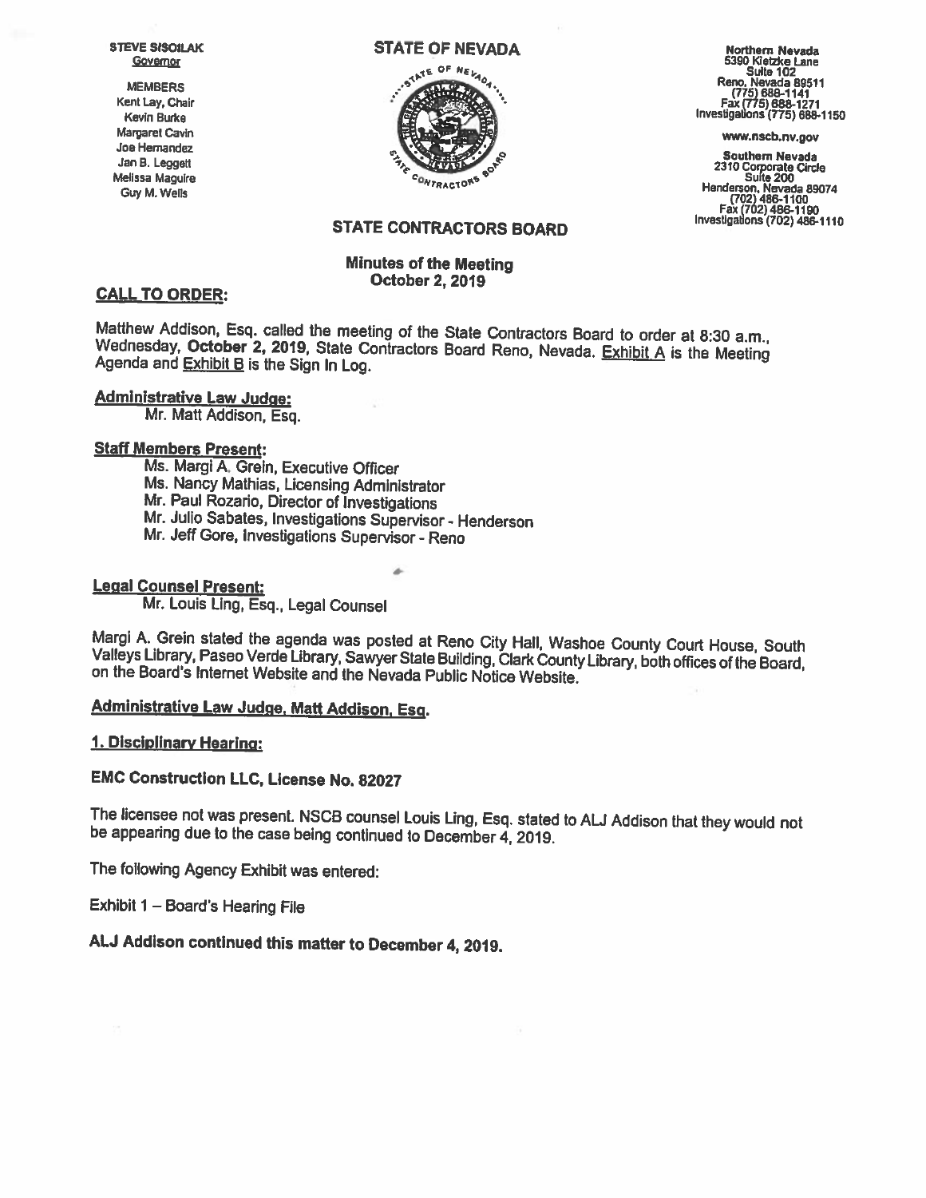STEVE SISOLAK
Governor

MEMBERS
Kent Lay, Chair
Kevin Burke
Margaret Cavin
Joe Hernandez
Jan B. Leggett
Melissa Maguire
Guy M. Wells

**STATE OF NEVADA**

Northern Nevada
5390 Kietzke Lane
Suite 102
Reno, Nevada 89511
(775) 688-1141
Fax (775) 688-1271
Investigations (775) 688-1150

www.nscb.nv.gov

Southern Nevada
2310 Corporate Circle
Suite 200
Henderson, Nevada 89074
(702) 486-1100
Fax (702) 486-1190
Investigations (702) 486-1110

# STATE CONTRACTORS BOARD

## Minutes of the Meeting
## October 2, 2019

**CALL TO ORDER:**

Matthew Addison, Esq. called the meeting of the State Contractors Board to order at 8:30 a.m., Wednesday, **October 2, 2019**, State Contractors Board Reno, Nevada. Exhibit A is the Meeting Agenda and Exhibit B is the Sign In Log.

**Administrative Law Judge:**

Mr. Matt Addison, Esq.

**Staff Members Present:**

Ms. Margi A. Grein, Executive Officer
Ms. Nancy Mathias, Licensing Administrator
Mr. Paul Rozario, Director of Investigations
Mr. Julio Sabates, Investigations Supervisor - Henderson
Mr. Jeff Gore, Investigations Supervisor - Reno

**Legal Counsel Present:**

Mr. Louis Ling, Esq., Legal Counsel

Margi A. Grein stated the agenda was posted at Reno City Hall, Washoe County Court House, South Valleys Library, Paseo Verde Library, Sawyer State Building, Clark County Library, both offices of the Board, on the Board's Internet Website and the Nevada Public Notice Website.

**Administrative Law Judge, Matt Addison, Esq.**

**1. Disciplinary Hearing:**

**EMC Construction LLC, License No. 82027**

The licensee not was present. NSCB counsel Louis Ling, Esq. stated to ALJ Addison that they would not be appearing due to the case being continued to December 4, 2019.

The following Agency Exhibit was entered:

Exhibit 1 – Board's Hearing File

**ALJ Addison continued this matter to December 4, 2019.**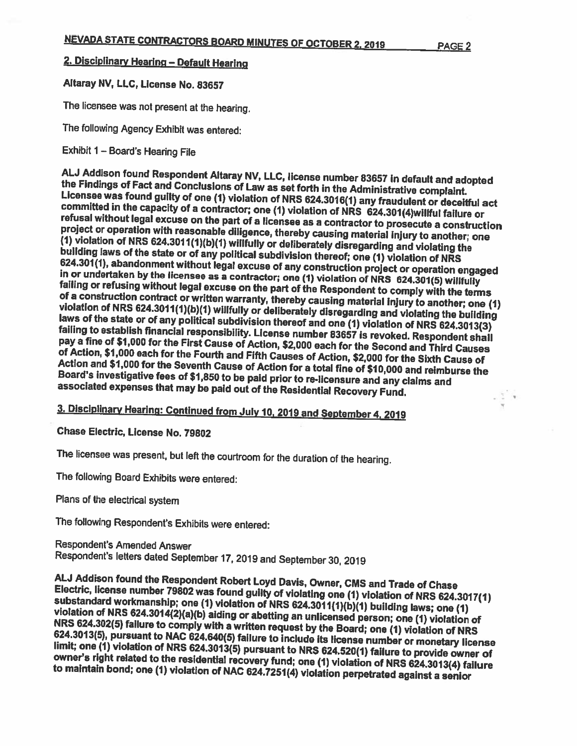## 2. Disciplinary Hearing – Default Hearing

**Altaray NV, LLC, License No. 83657**

The licensee was not present at the hearing.

The following Agency Exhibit was entered:

Exhibit 1 – Board's Hearing File

**ALJ Addison found Respondent Altaray NV, LLC, license number 83657 in default and adopted the Findings of Fact and Conclusions of Law as set forth in the Administrative complaint. Licensee was found guilty of one (1) violation of NRS 624.3016(1) any fraudulent or deceitful act committed in the capacity of a contractor; one (1) violation of NRS 624.301(4)willful failure or refusal without legal excuse on the part of a licensee as a contractor to prosecute a construction project or operation with reasonable diligence, thereby causing material injury to another; one (1) violation of NRS 624.3011(1)(b)(1) willfully or deliberately disregarding and violating the building laws of the state or of any political subdivision thereof; one (1) violation of NRS 624.301(1), abandonment without legal excuse of any construction project or operation engaged in or undertaken by the licensee as a contractor; one (1) violation of NRS 624.301(5) willfully failing or refusing without legal excuse on the part of the Respondent to comply with the terms of a construction contract or written warranty, thereby causing material injury to another; one (1) violation of NRS 624.3011(1)(b)(1) willfully or deliberately disregarding and violating the building laws of the state or of any political subdivision thereof and one (1) violation of NRS 624.3013(3) failing to establish financial responsibility. License number 83657 is revoked. Respondent shall pay a fine of $1,000 for the First Cause of Action, $2,000 each for the Second and Third Causes of Action, $1,000 each for the Fourth and Fifth Causes of Action, $2,000 for the Sixth Cause of Action and $1,000 for the Seventh Cause of Action for a total fine of $10,000 and reimburse the Board's investigative fees of $1,850 to be paid prior to re-licensure and any claims and associated expenses that may be paid out of the Residential Recovery Fund.**

## 3. Disciplinary Hearing: Continued from July 10, 2019 and September 4, 2019

**Chase Electric, License No. 79802**

The licensee was present, but left the courtroom for the duration of the hearing.

The following Board Exhibits were entered:

Plans of the electrical system

The following Respondent's Exhibits were entered:

Respondent's Amended Answer
Respondent's letters dated September 17, 2019 and September 30, 2019

**ALJ Addison found the Respondent Robert Loyd Davis, Owner, CMS and Trade of Chase Electric, license number 79802 was found guilty of violating one (1) violation of NRS 624.3017(1) substandard workmanship; one (1) violation of NRS 624.3011(1)(b)(1) building laws; one (1) violation of NRS 624.3014(2)(a)(b) aiding or abetting an unlicensed person; one (1) violation of NRS 624.302(5) failure to comply with a written request by the Board; one (1) violation of NRS 624.3013(5), pursuant to NAC 624.640(5) failure to include its license number or monetary license limit; one (1) violation of NRS 624.3013(5) pursuant to NRS 624.520(1) failure to provide owner of owner's right related to the residential recovery fund; one (1) violation of NRS 624.3013(4) failure to maintain bond; one (1) violation of NAC 624.7251(4) violation perpetrated against a senior**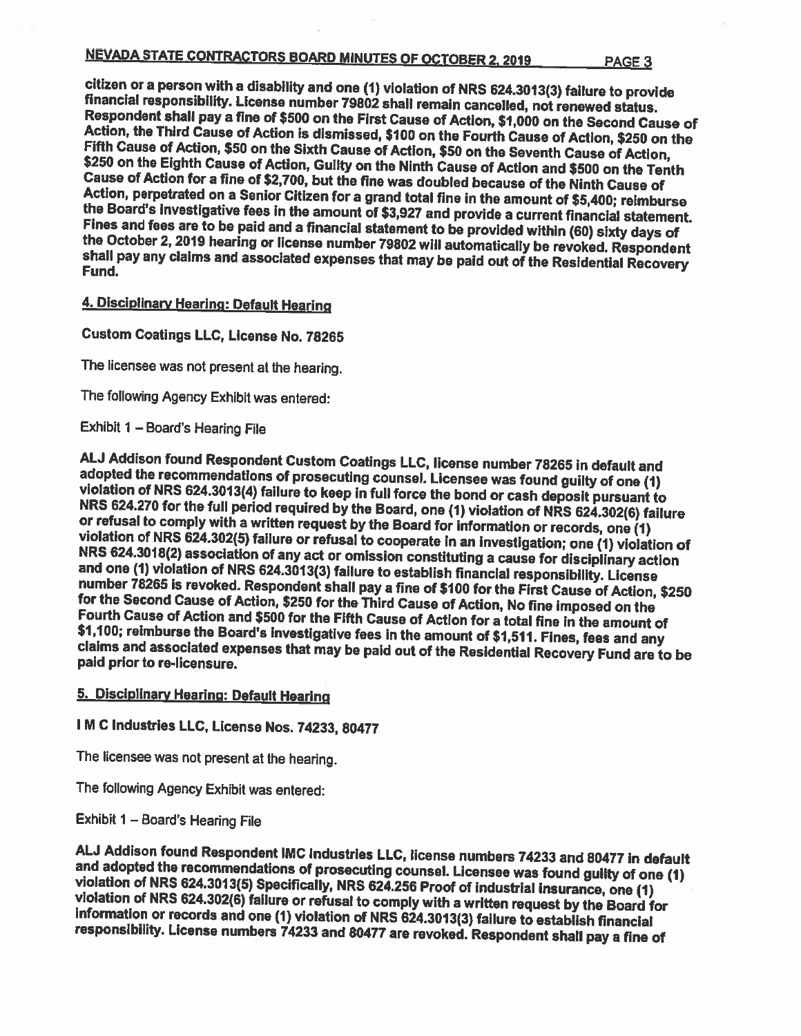citizen or a person with a disability and one (1) violation of NRS 624.3013(3) failure to provide financial responsibility. License number 79802 shall remain cancelled, not renewed status. Respondent shall pay a fine of $500 on the First Cause of Action, $1,000 on the Second Cause of Action, the Third Cause of Action is dismissed, $100 on the Fourth Cause of Action, $250 on the Fifth Cause of Action, $50 on the Sixth Cause of Action, $50 on the Seventh Cause of Action, $250 on the Eighth Cause of Action, Guilty on the Ninth Cause of Action and $500 on the Tenth Cause of Action for a fine of $2,700, but the fine was doubled because of the Ninth Cause of Action, perpetrated on a Senior Citizen for a grand total fine in the amount of $5,400; reimburse the Board's investigative fees in the amount of $3,927 and provide a current financial statement. Fines and fees are to be paid and a financial statement to be provided within (60) sixty days of the October 2, 2019 hearing or license number 79802 will automatically be revoked. Respondent shall pay any claims and associated expenses that may be paid out of the Residential Recovery Fund.

## 4. Disciplinary Hearing: Default Hearing

**Custom Coatings LLC, License No. 78265**

The licensee was not present at the hearing.

The following Agency Exhibit was entered:

Exhibit 1 – Board's Hearing File

ALJ Addison found Respondent Custom Coatings LLC, license number 78265 in default and adopted the recommendations of prosecuting counsel. Licensee was found guilty of one (1) violation of NRS 624.3013(4) failure to keep in full force the bond or cash deposit pursuant to NRS 624.270 for the full period required by the Board, one (1) violation of NRS 624.302(6) failure or refusal to comply with a written request by the Board for information or records, one (1) violation of NRS 624.302(5) failure or refusal to cooperate in an investigation; one (1) violation of NRS 624.3018(2) association of any act or omission constituting a cause for disciplinary action and one (1) violation of NRS 624.3013(3) failure to establish financial responsibility. License number 78265 is revoked. Respondent shall pay a fine of $100 for the First Cause of Action, $250 for the Second Cause of Action, $250 for the Third Cause of Action, No fine imposed on the Fourth Cause of Action and $500 for the Fifth Cause of Action for a total fine in the amount of $1,100; reimburse the Board's investigative fees in the amount of $1,511. Fines, fees and any claims and associated expenses that may be paid out of the Residential Recovery Fund are to be paid prior to re-licensure.

## 5. Disciplinary Hearing: Default Hearing

**I M C Industries LLC, License Nos. 74233, 80477**

The licensee was not present at the hearing.

The following Agency Exhibit was entered:

Exhibit 1 – Board's Hearing File

ALJ Addison found Respondent IMC Industries LLC, license numbers 74233 and 80477 in default and adopted the recommendations of prosecuting counsel. Licensee was found guilty of one (1) violation of NRS 624.3013(5) Specifically, NRS 624.256 Proof of industrial insurance, one (1) violation of NRS 624.302(6) failure or refusal to comply with a written request by the Board for information or records and one (1) violation of NRS 624.3013(3) failure to establish financial responsibility. License numbers 74233 and 80477 are revoked. Respondent shall pay a fine of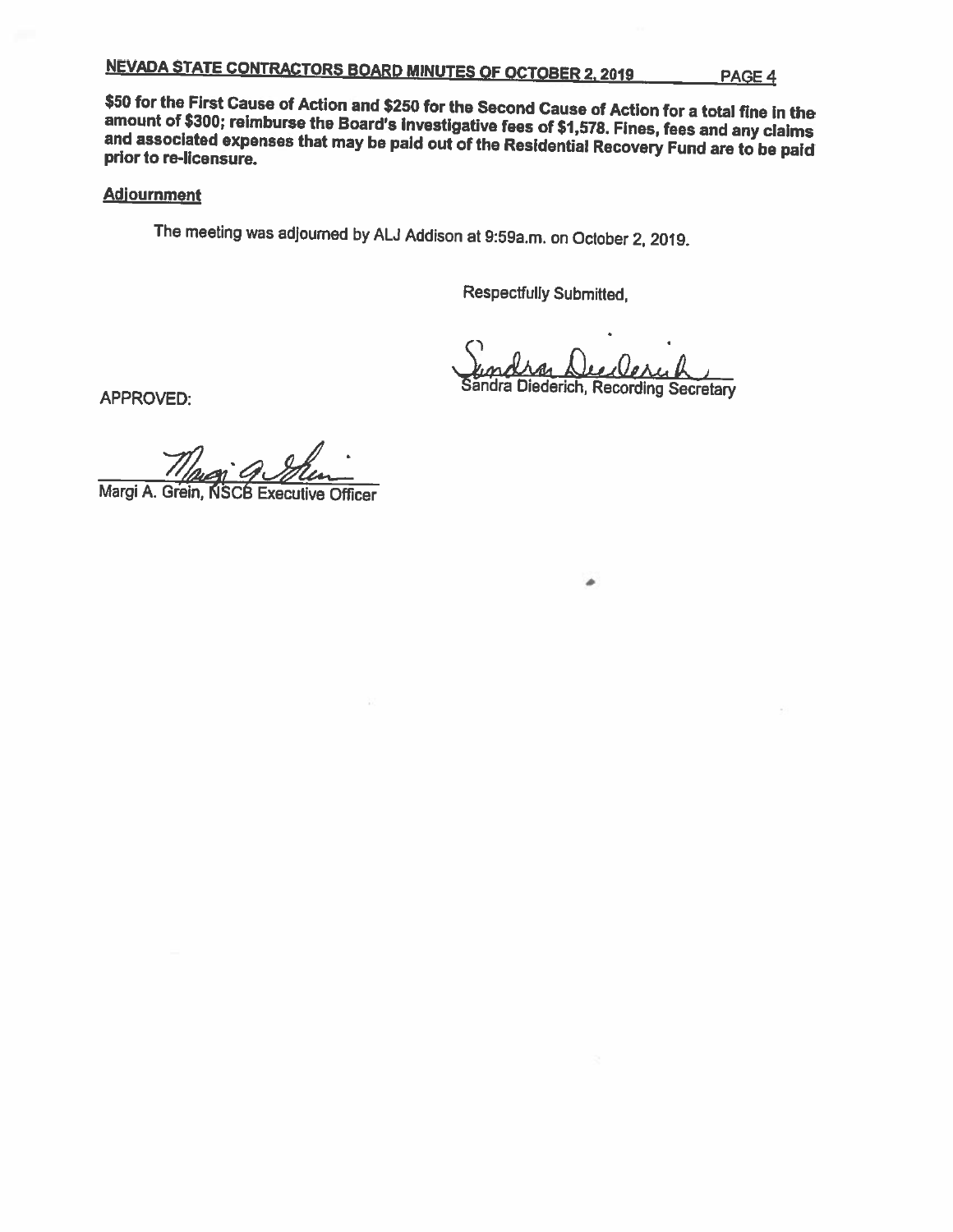**$50 for the First Cause of Action and $250 for the Second Cause of Action for a total fine in the amount of $300; reimburse the Board's investigative fees of $1,578. Fines, fees and any claims and associated expenses that may be paid out of the Residential Recovery Fund are to be paid prior to re-licensure.**

## Adjournment

The meeting was adjourned by ALJ Addison at 9:59a.m. on October 2, 2019.

Respectfully Submitted,

Sandra Diederich, Recording Secretary

APPROVED:

Margi A. Grein, NSCB Executive Officer